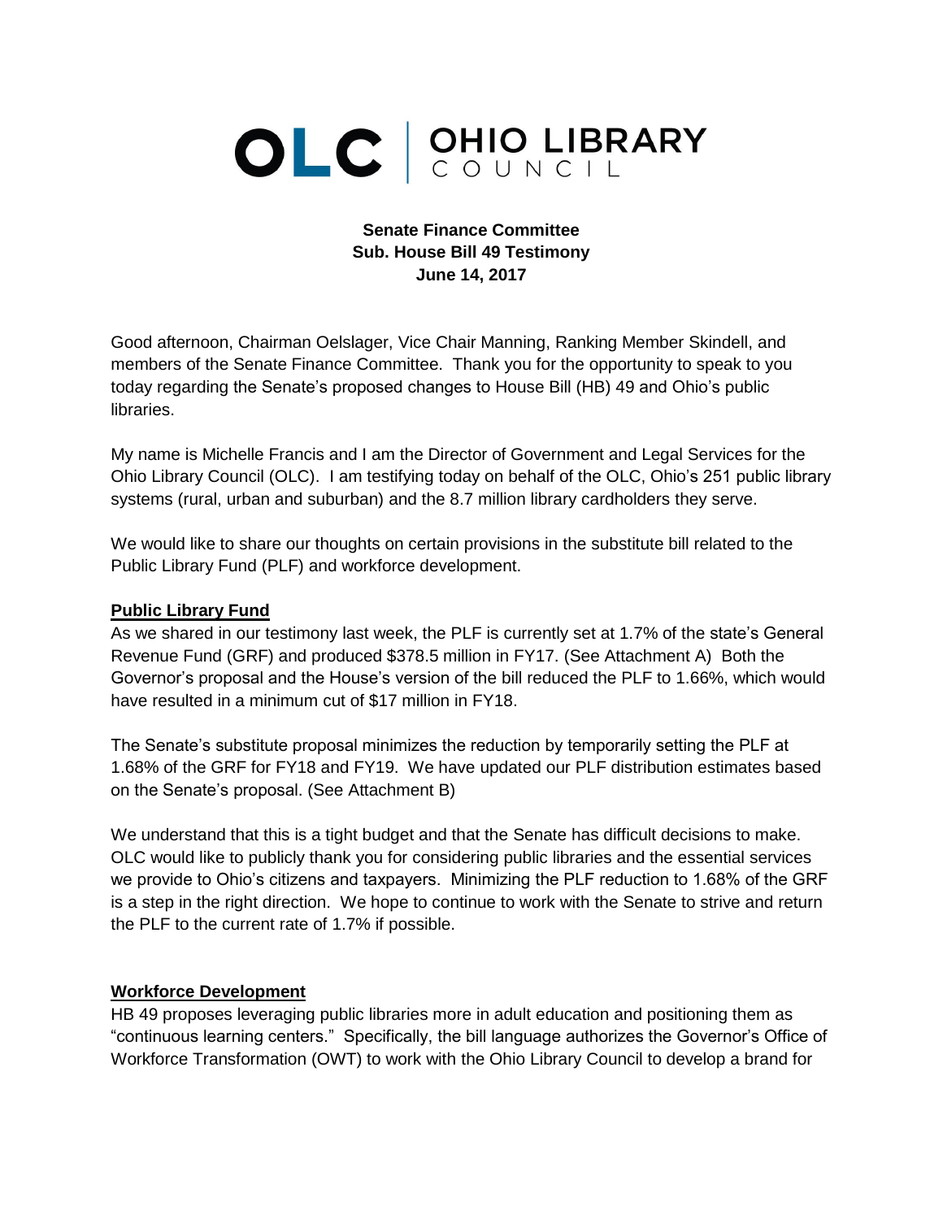OLC | OHIO LIBRARY COUNCIL

**Senate Finance Committee**
**Sub. House Bill 49 Testimony**
**June 14, 2017**

Good afternoon, Chairman Oelslager, Vice Chair Manning, Ranking Member Skindell, and members of the Senate Finance Committee. Thank you for the opportunity to speak to you today regarding the Senate's proposed changes to House Bill (HB) 49 and Ohio's public libraries.

My name is Michelle Francis and I am the Director of Government and Legal Services for the Ohio Library Council (OLC). I am testifying today on behalf of the OLC, Ohio's 251 public library systems (rural, urban and suburban) and the 8.7 million library cardholders they serve.

We would like to share our thoughts on certain provisions in the substitute bill related to the Public Library Fund (PLF) and workforce development.

**Public Library Fund**

As we shared in our testimony last week, the PLF is currently set at 1.7% of the state's General Revenue Fund (GRF) and produced $378.5 million in FY17. (See Attachment A) Both the Governor's proposal and the House's version of the bill reduced the PLF to 1.66%, which would have resulted in a minimum cut of $17 million in FY18.

The Senate's substitute proposal minimizes the reduction by temporarily setting the PLF at 1.68% of the GRF for FY18 and FY19. We have updated our PLF distribution estimates based on the Senate's proposal. (See Attachment B)

We understand that this is a tight budget and that the Senate has difficult decisions to make. OLC would like to publicly thank you for considering public libraries and the essential services we provide to Ohio's citizens and taxpayers. Minimizing the PLF reduction to 1.68% of the GRF is a step in the right direction. We hope to continue to work with the Senate to strive and return the PLF to the current rate of 1.7% if possible.

**Workforce Development**

HB 49 proposes leveraging public libraries more in adult education and positioning them as "continuous learning centers." Specifically, the bill language authorizes the Governor's Office of Workforce Transformation (OWT) to work with the Ohio Library Council to develop a brand for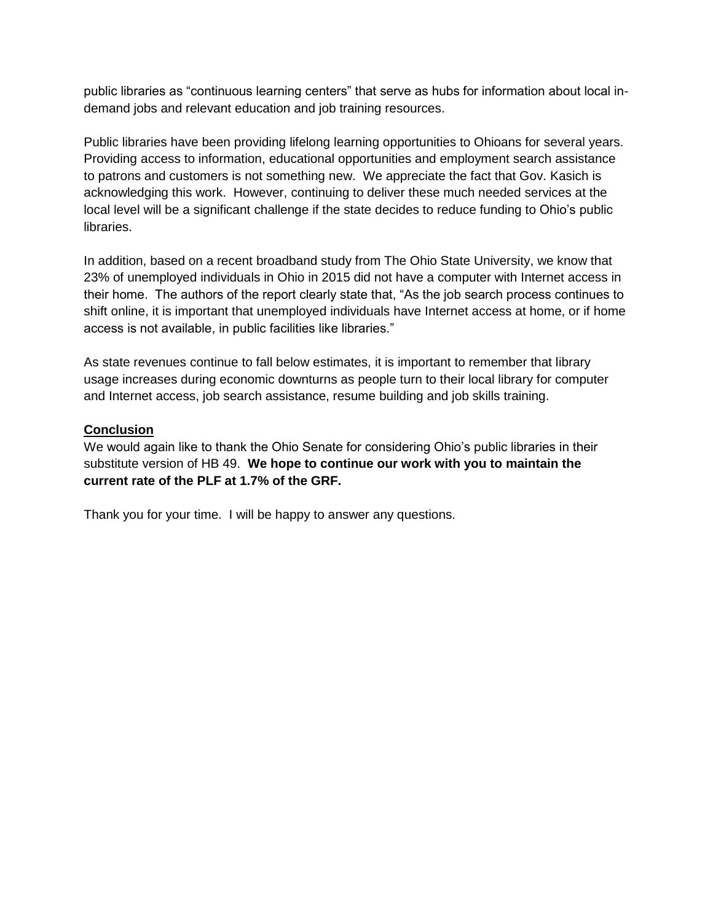public libraries as “continuous learning centers” that serve as hubs for information about local in-demand jobs and relevant education and job training resources.

Public libraries have been providing lifelong learning opportunities to Ohioans for several years. Providing access to information, educational opportunities and employment search assistance to patrons and customers is not something new. We appreciate the fact that Gov. Kasich is acknowledging this work. However, continuing to deliver these much needed services at the local level will be a significant challenge if the state decides to reduce funding to Ohio’s public libraries.

In addition, based on a recent broadband study from The Ohio State University, we know that 23% of unemployed individuals in Ohio in 2015 did not have a computer with Internet access in their home. The authors of the report clearly state that, “As the job search process continues to shift online, it is important that unemployed individuals have Internet access at home, or if home access is not available, in public facilities like libraries.”

As state revenues continue to fall below estimates, it is important to remember that library usage increases during economic downturns as people turn to their local library for computer and Internet access, job search assistance, resume building and job skills training.

**Conclusion**

We would again like to thank the Ohio Senate for considering Ohio’s public libraries in their substitute version of HB 49. **We hope to continue our work with you to maintain the current rate of the PLF at 1.7% of the GRF.**

Thank you for your time. I will be happy to answer any questions.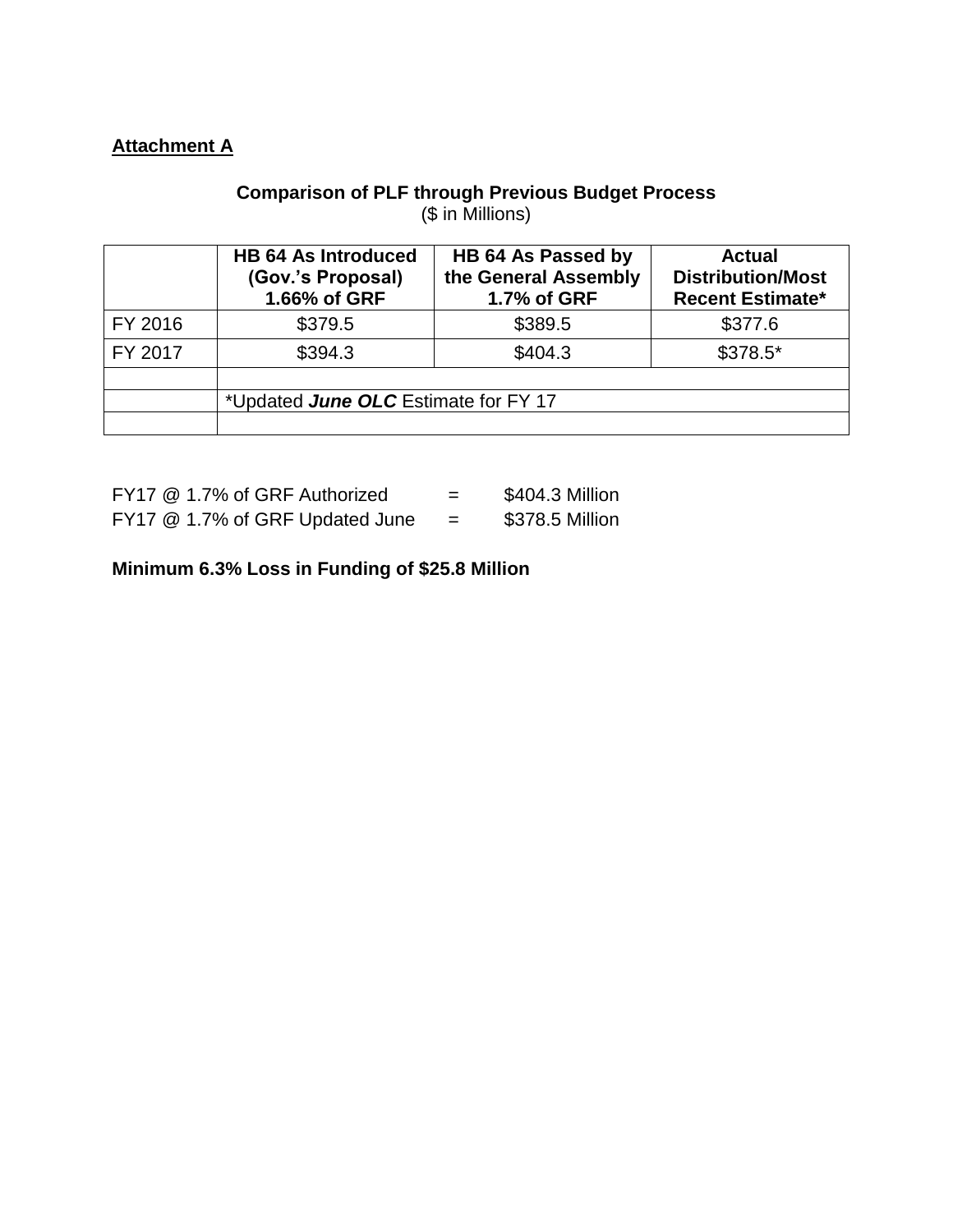**Attachment A**

**Comparison of PLF through Previous Budget Process**
($ in Millions)

| | **HB 64 As Introduced (Gov.'s Proposal) 1.66% of GRF** | **HB 64 As Passed by the General Assembly 1.7% of GRF** | **Actual Distribution/Most Recent Estimate*** |
|---|---|---|---|
| FY 2016 | $379.5 | $389.5 | $377.6 |
| FY 2017 | $394.3 | $404.3 | $378.5* |
| | | | |
| | *Updated ***June OLC*** Estimate for FY 17 | | |
| | | | |

FY17 @ 1.7% of GRF Authorized = $404.3 Million
FY17 @ 1.7% of GRF Updated June = $378.5 Million

**Minimum 6.3% Loss in Funding of $25.8 Million**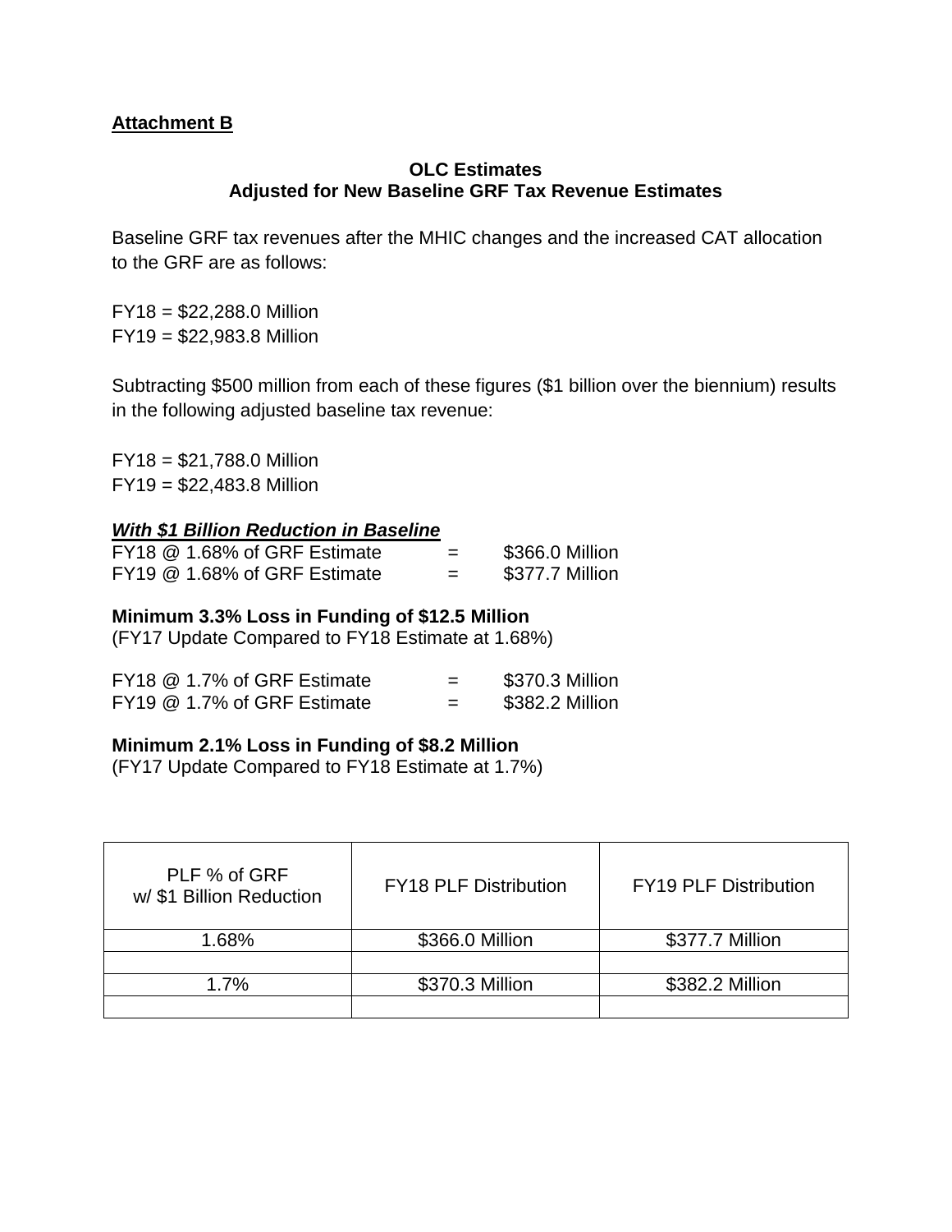**Attachment B**

**OLC Estimates**
**Adjusted for New Baseline GRF Tax Revenue Estimates**

Baseline GRF tax revenues after the MHIC changes and the increased CAT allocation to the GRF are as follows:

FY18 = $22,288.0 Million
FY19 = $22,983.8 Million

Subtracting $500 million from each of these figures ($1 billion over the biennium) results in the following adjusted baseline tax revenue:

FY18 = $21,788.0 Million
FY19 = $22,483.8 Million

***With $1 Billion Reduction in Baseline***

FY18 @ 1.68% of GRF Estimate = $366.0 Million
FY19 @ 1.68% of GRF Estimate = $377.7 Million

**Minimum 3.3% Loss in Funding of $12.5 Million**
(FY17 Update Compared to FY18 Estimate at 1.68%)

FY18 @ 1.7% of GRF Estimate = $370.3 Million
FY19 @ 1.7% of GRF Estimate = $382.2 Million

**Minimum 2.1% Loss in Funding of $8.2 Million**
(FY17 Update Compared to FY18 Estimate at 1.7%)

| PLF % of GRF w/ $1 Billion Reduction | FY18 PLF Distribution | FY19 PLF Distribution |
|---|---|---|
| 1.68% | $366.0 Million | $377.7 Million |
| | | |
| 1.7% | $370.3 Million | $382.2 Million |
| | | |